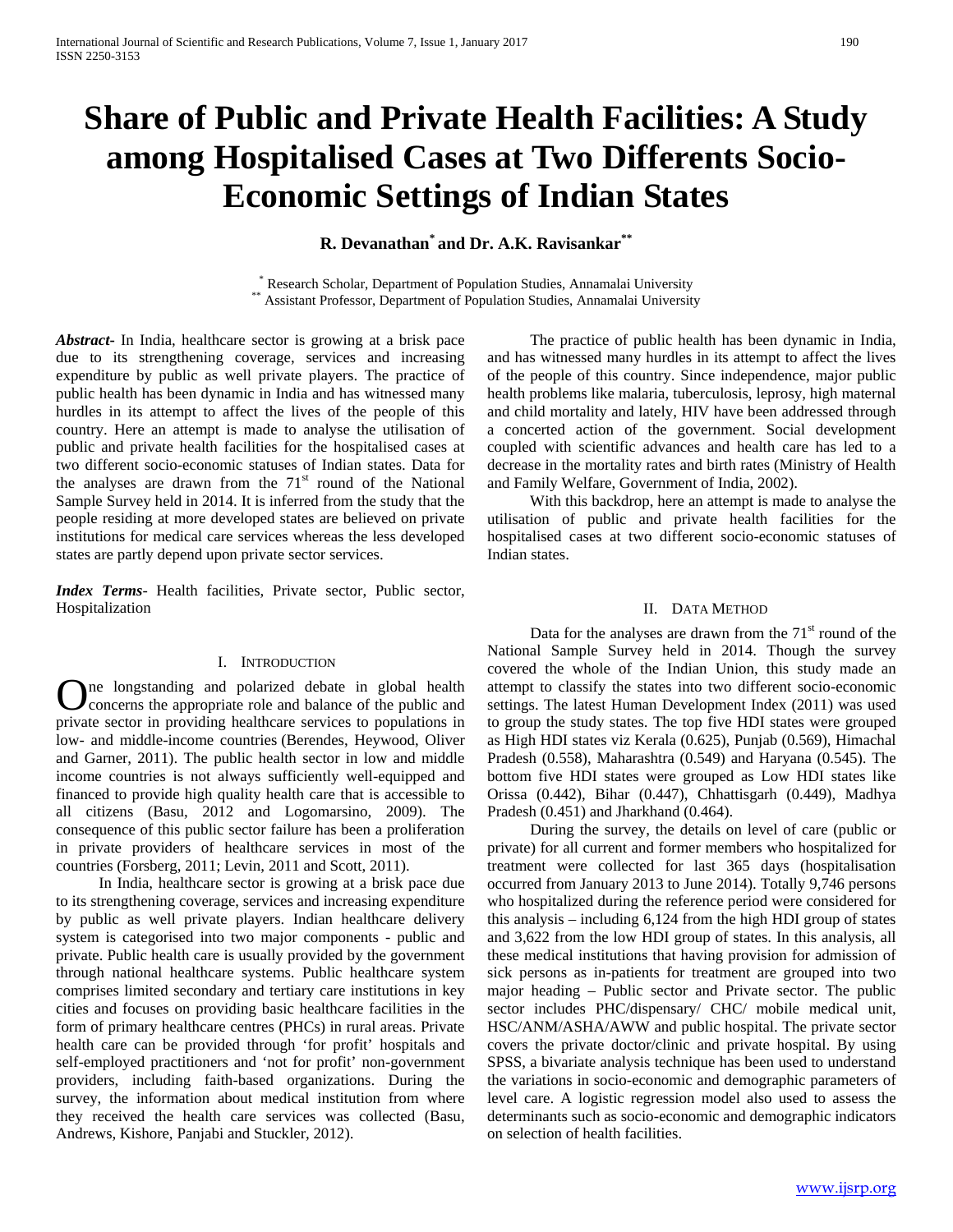# Share of Public and Private Health Facilities: A Study among Hospitalised Cases at Two Differents Socio-Economic Settings of Indian States

**R. Devanathan[*] and Dr. A.K. Ravisankar[**]**

[*] Research Scholar, Department of Population Studies, Annamalai University
[**] Assistant Professor, Department of Population Studies, Annamalai University

***Abstract***- In India, healthcare sector is growing at a brisk pace due to its strengthening coverage, services and increasing expenditure by public as well private players. The practice of public health has been dynamic in India and has witnessed many hurdles in its attempt to affect the lives of the people of this country. Here an attempt is made to analyse the utilisation of public and private health facilities for the hospitalised cases at two different socio-economic statuses of Indian states. Data for the analyses are drawn from the 71st round of the National Sample Survey held in 2014. It is inferred from the study that the people residing at more developed states are believed on private institutions for medical care services whereas the less developed states are partly depend upon private sector services.

***Index Terms***- Health facilities, Private sector, Public sector, Hospitalization

## I. Introduction

One longstanding and polarized debate in global health concerns the appropriate role and balance of the public and private sector in providing healthcare services to populations in low- and middle-income countries (Berendes, Heywood, Oliver and Garner, 2011). The public health sector in low and middle income countries is not always sufficiently well-equipped and financed to provide high quality health care that is accessible to all citizens (Basu, 2012 and Logomarsino, 2009). The consequence of this public sector failure has been a proliferation in private providers of healthcare services in most of the countries (Forsberg, 2011; Levin, 2011 and Scott, 2011).

In India, healthcare sector is growing at a brisk pace due to its strengthening coverage, services and increasing expenditure by public as well private players. Indian healthcare delivery system is categorised into two major components - public and private. Public health care is usually provided by the government through national healthcare systems. Public healthcare system comprises limited secondary and tertiary care institutions in key cities and focuses on providing basic healthcare facilities in the form of primary healthcare centres (PHCs) in rural areas. Private health care can be provided through 'for profit' hospitals and self-employed practitioners and 'not for profit' non-government providers, including faith-based organizations. During the survey, the information about medical institution from where they received the health care services was collected (Basu, Andrews, Kishore, Panjabi and Stuckler, 2012).

The practice of public health has been dynamic in India, and has witnessed many hurdles in its attempt to affect the lives of the people of this country. Since independence, major public health problems like malaria, tuberculosis, leprosy, high maternal and child mortality and lately, HIV have been addressed through a concerted action of the government. Social development coupled with scientific advances and health care has led to a decrease in the mortality rates and birth rates (Ministry of Health and Family Welfare, Government of India, 2002).

With this backdrop, here an attempt is made to analyse the utilisation of public and private health facilities for the hospitalised cases at two different socio-economic statuses of Indian states.

## II. Data Method

Data for the analyses are drawn from the 71st round of the National Sample Survey held in 2014. Though the survey covered the whole of the Indian Union, this study made an attempt to classify the states into two different socio-economic settings. The latest Human Development Index (2011) was used to group the study states. The top five HDI states were grouped as High HDI states viz Kerala (0.625), Punjab (0.569), Himachal Pradesh (0.558), Maharashtra (0.549) and Haryana (0.545). The bottom five HDI states were grouped as Low HDI states like Orissa (0.442), Bihar (0.447), Chhattisgarh (0.449), Madhya Pradesh (0.451) and Jharkhand (0.464).

During the survey, the details on level of care (public or private) for all current and former members who hospitalized for treatment were collected for last 365 days (hospitalisation occurred from January 2013 to June 2014). Totally 9,746 persons who hospitalized during the reference period were considered for this analysis – including 6,124 from the high HDI group of states and 3,622 from the low HDI group of states. In this analysis, all these medical institutions that having provision for admission of sick persons as in-patients for treatment are grouped into two major heading – Public sector and Private sector. The public sector includes PHC/dispensary/ CHC/ mobile medical unit, HSC/ANM/ASHA/AWW and public hospital. The private sector covers the private doctor/clinic and private hospital. By using SPSS, a bivariate analysis technique has been used to understand the variations in socio-economic and demographic parameters of level care. A logistic regression model also used to assess the determinants such as socio-economic and demographic indicators on selection of health facilities.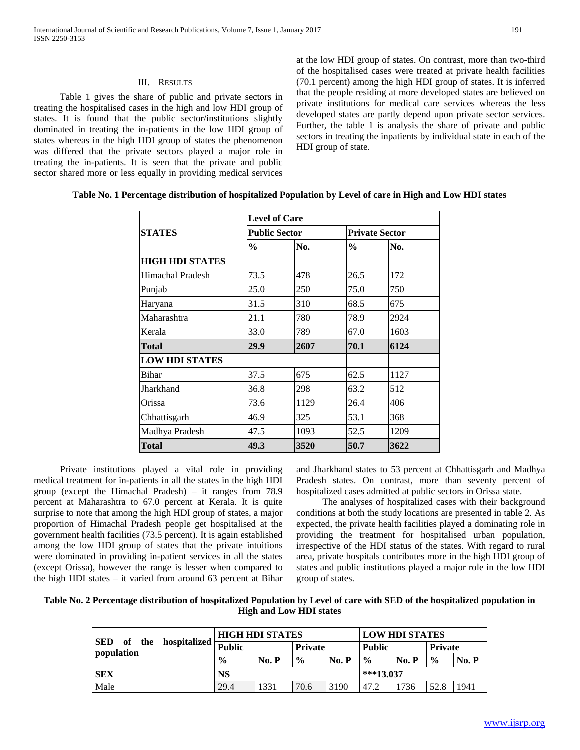## III. Results

Table 1 gives the share of public and private sectors in treating the hospitalised cases in the high and low HDI group of states. It is found that the public sector/institutions slightly dominated in treating the in-patients in the low HDI group of states whereas in the high HDI group of states the phenomenon was differed that the private sectors played a major role in treating the in-patients. It is seen that the private and public sector shared more or less equally in providing medical services at the low HDI group of states. On contrast, more than two-third of the hospitalised cases were treated at private health facilities (70.1 percent) among the high HDI group of states. It is inferred that the people residing at more developed states are believed on private institutions for medical care services whereas the less developed states are partly depend upon private sector services. Further, the table 1 is analysis the share of private and public sectors in treating the inpatients by individual state in each of the HDI group of state.

**Table No. 1 Percentage distribution of hospitalized Population by Level of care in High and Low HDI states**

| STATES | Level of Care | | | |
|---|---|---|---|---|
| | **Public Sector** | | **Private Sector** | |
| | **%** | **No.** | **%** | **No.** |
| **HIGH HDI STATES** | | | | |
| Himachal Pradesh | 73.5 | 478 | 26.5 | 172 |
| Punjab | 25.0 | 250 | 75.0 | 750 |
| Haryana | 31.5 | 310 | 68.5 | 675 |
| Maharashtra | 21.1 | 780 | 78.9 | 2924 |
| Kerala | 33.0 | 789 | 67.0 | 1603 |
| **Total** | **29.9** | **2607** | **70.1** | **6124** |
| **LOW HDI STATES** | | | | |
| Bihar | 37.5 | 675 | 62.5 | 1127 |
| Jharkhand | 36.8 | 298 | 63.2 | 512 |
| Orissa | 73.6 | 1129 | 26.4 | 406 |
| Chhattisgarh | 46.9 | 325 | 53.1 | 368 |
| Madhya Pradesh | 47.5 | 1093 | 52.5 | 1209 |
| **Total** | **49.3** | **3520** | **50.7** | **3622** |

Private institutions played a vital role in providing medical treatment for in-patients in all the states in the high HDI group (except the Himachal Pradesh) – it ranges from 78.9 percent at Maharashtra to 67.0 percent at Kerala. It is quite surprise to note that among the high HDI group of states, a major proportion of Himachal Pradesh people get hospitalised at the government health facilities (73.5 percent). It is again established among the low HDI group of states that the private intuitions were dominated in providing in-patient services in all the states (except Orissa), however the range is lesser when compared to the high HDI states – it varied from around 63 percent at Bihar and Jharkhand states to 53 percent at Chhattisgarh and Madhya Pradesh states. On contrast, more than seventy percent of hospitalized cases admitted at public sectors in Orissa state.

The analyses of hospitalized cases with their background conditions at both the study locations are presented in table 2. As expected, the private health facilities played a dominating role in providing the treatment for hospitalised urban population, irrespective of the HDI status of the states. With regard to rural area, private hospitals contributes more in the high HDI group of states and public institutions played a major role in the low HDI group of states.

**Table No. 2 Percentage distribution of hospitalized Population by Level of care with SED of the hospitalized population in High and Low HDI states**

| SED of the hospitalized population | HIGH HDI STATES | | | | LOW HDI STATES | | | |
|---|---|---|---|---|---|---|---|---|
| | **Public** | | **Private** | | **Public** | | **Private** | |
| | **%** | **No. P** | **%** | **No. P** | **%** | **No. P** | **%** | **No. P** |
| **SEX** | **NS** | | | | **\*\*\*13.037** | | | |
| Male | 29.4 | 1331 | 70.6 | 3190 | 47.2 | 1736 | 52.8 | 1941 |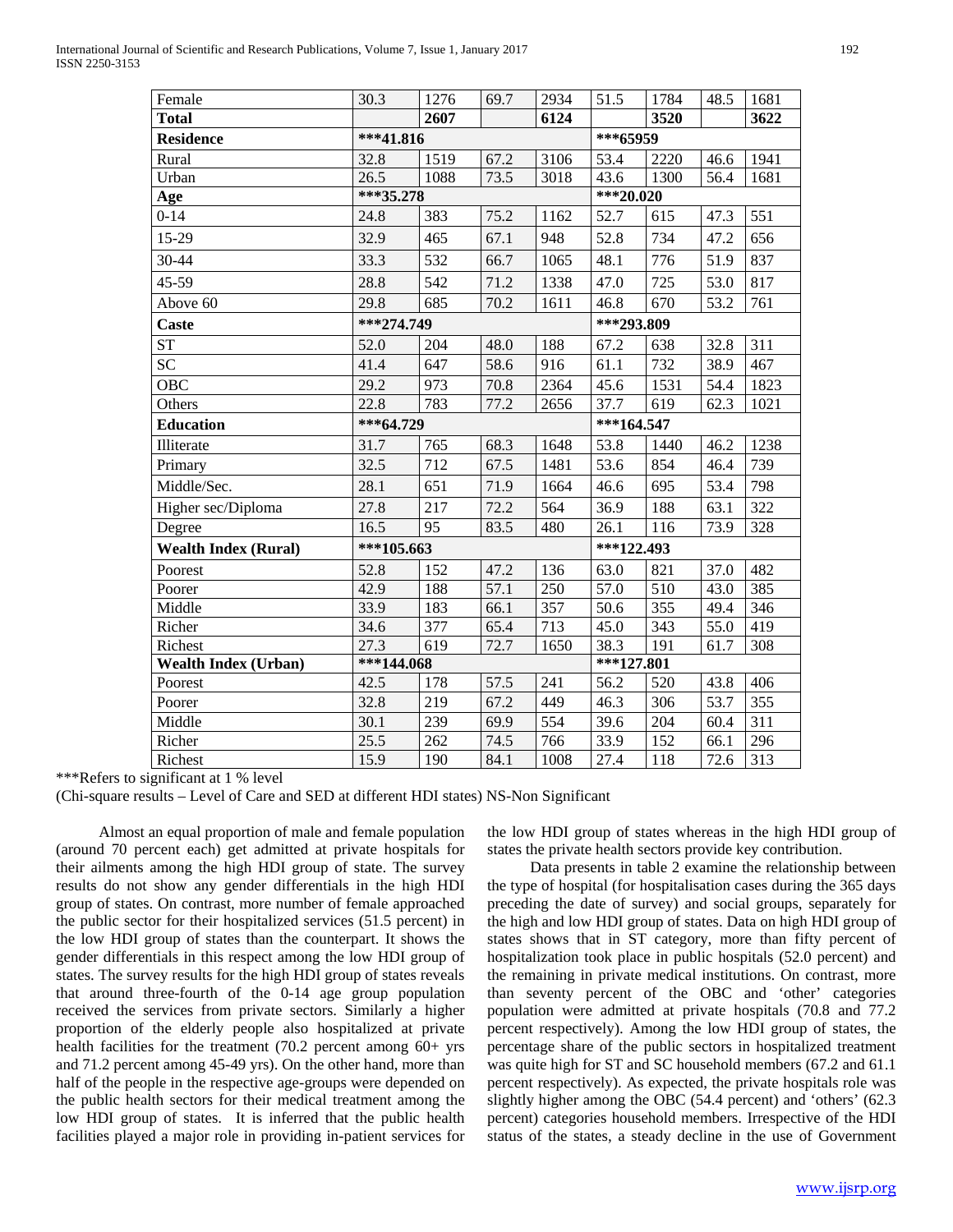| | | | | | | | | |
|---|---|---|---|---|---|---|---|---|
| Female | 30.3 | 1276 | 69.7 | 2934 | 51.5 | 1784 | 48.5 | 1681 |
| **Total** | | **2607** | | **6124** | | **3520** | | **3622** |
| **Residence** | ***41.816 | | | | ***65959 | | | |
| Rural | 32.8 | 1519 | 67.2 | 3106 | 53.4 | 2220 | 46.6 | 1941 |
| Urban | 26.5 | 1088 | 73.5 | 3018 | 43.6 | 1300 | 56.4 | 1681 |
| **Age** | ***35.278 | | | | ***20.020 | | | |
| 0-14 | 24.8 | 383 | 75.2 | 1162 | 52.7 | 615 | 47.3 | 551 |
| 15-29 | 32.9 | 465 | 67.1 | 948 | 52.8 | 734 | 47.2 | 656 |
| 30-44 | 33.3 | 532 | 66.7 | 1065 | 48.1 | 776 | 51.9 | 837 |
| 45-59 | 28.8 | 542 | 71.2 | 1338 | 47.0 | 725 | 53.0 | 817 |
| Above 60 | 29.8 | 685 | 70.2 | 1611 | 46.8 | 670 | 53.2 | 761 |
| **Caste** | ***274.749 | | | | ***293.809 | | | |
| ST | 52.0 | 204 | 48.0 | 188 | 67.2 | 638 | 32.8 | 311 |
| SC | 41.4 | 647 | 58.6 | 916 | 61.1 | 732 | 38.9 | 467 |
| OBC | 29.2 | 973 | 70.8 | 2364 | 45.6 | 1531 | 54.4 | 1823 |
| Others | 22.8 | 783 | 77.2 | 2656 | 37.7 | 619 | 62.3 | 1021 |
| **Education** | ***64.729 | | | | ***164.547 | | | |
| Illiterate | 31.7 | 765 | 68.3 | 1648 | 53.8 | 1440 | 46.2 | 1238 |
| Primary | 32.5 | 712 | 67.5 | 1481 | 53.6 | 854 | 46.4 | 739 |
| Middle/Sec. | 28.1 | 651 | 71.9 | 1664 | 46.6 | 695 | 53.4 | 798 |
| Higher sec/Diploma | 27.8 | 217 | 72.2 | 564 | 36.9 | 188 | 63.1 | 322 |
| Degree | 16.5 | 95 | 83.5 | 480 | 26.1 | 116 | 73.9 | 328 |
| **Wealth Index (Rural)** | ***105.663 | | | | ***122.493 | | | |
| Poorest | 52.8 | 152 | 47.2 | 136 | 63.0 | 821 | 37.0 | 482 |
| Poorer | 42.9 | 188 | 57.1 | 250 | 57.0 | 510 | 43.0 | 385 |
| Middle | 33.9 | 183 | 66.1 | 357 | 50.6 | 355 | 49.4 | 346 |
| Richer | 34.6 | 377 | 65.4 | 713 | 45.0 | 343 | 55.0 | 419 |
| Richest | 27.3 | 619 | 72.7 | 1650 | 38.3 | 191 | 61.7 | 308 |
| **Wealth Index (Urban)** | ***144.068 | | | | ***127.801 | | | |
| Poorest | 42.5 | 178 | 57.5 | 241 | 56.2 | 520 | 43.8 | 406 |
| Poorer | 32.8 | 219 | 67.2 | 449 | 46.3 | 306 | 53.7 | 355 |
| Middle | 30.1 | 239 | 69.9 | 554 | 39.6 | 204 | 60.4 | 311 |
| Richer | 25.5 | 262 | 74.5 | 766 | 33.9 | 152 | 66.1 | 296 |
| Richest | 15.9 | 190 | 84.1 | 1008 | 27.4 | 118 | 72.6 | 313 |

***Refers to significant at 1 % level

(Chi-square results – Level of Care and SED at different HDI states) NS-Non Significant

Almost an equal proportion of male and female population (around 70 percent each) get admitted at private hospitals for their ailments among the high HDI group of state. The survey results do not show any gender differentials in the high HDI group of states. On contrast, more number of female approached the public sector for their hospitalized services (51.5 percent) in the low HDI group of states than the counterpart. It shows the gender differentials in this respect among the low HDI group of states. The survey results for the high HDI group of states reveals that around three-fourth of the 0-14 age group population received the services from private sectors. Similarly a higher proportion of the elderly people also hospitalized at private health facilities for the treatment (70.2 percent among 60+ yrs and 71.2 percent among 45-49 yrs). On the other hand, more than half of the people in the respective age-groups were depended on the public health sectors for their medical treatment among the low HDI group of states. It is inferred that the public health facilities played a major role in providing in-patient services for the low HDI group of states whereas in the high HDI group of states the private health sectors provide key contribution.

Data presents in table 2 examine the relationship between the type of hospital (for hospitalisation cases during the 365 days preceding the date of survey) and social groups, separately for the high and low HDI group of states. Data on high HDI group of states shows that in ST category, more than fifty percent of hospitalization took place in public hospitals (52.0 percent) and the remaining in private medical institutions. On contrast, more than seventy percent of the OBC and 'other' categories population were admitted at private hospitals (70.8 and 77.2 percent respectively). Among the low HDI group of states, the percentage share of the public sectors in hospitalized treatment was quite high for ST and SC household members (67.2 and 61.1 percent respectively). As expected, the private hospitals role was slightly higher among the OBC (54.4 percent) and 'others' (62.3 percent) categories household members. Irrespective of the HDI status of the states, a steady decline in the use of Government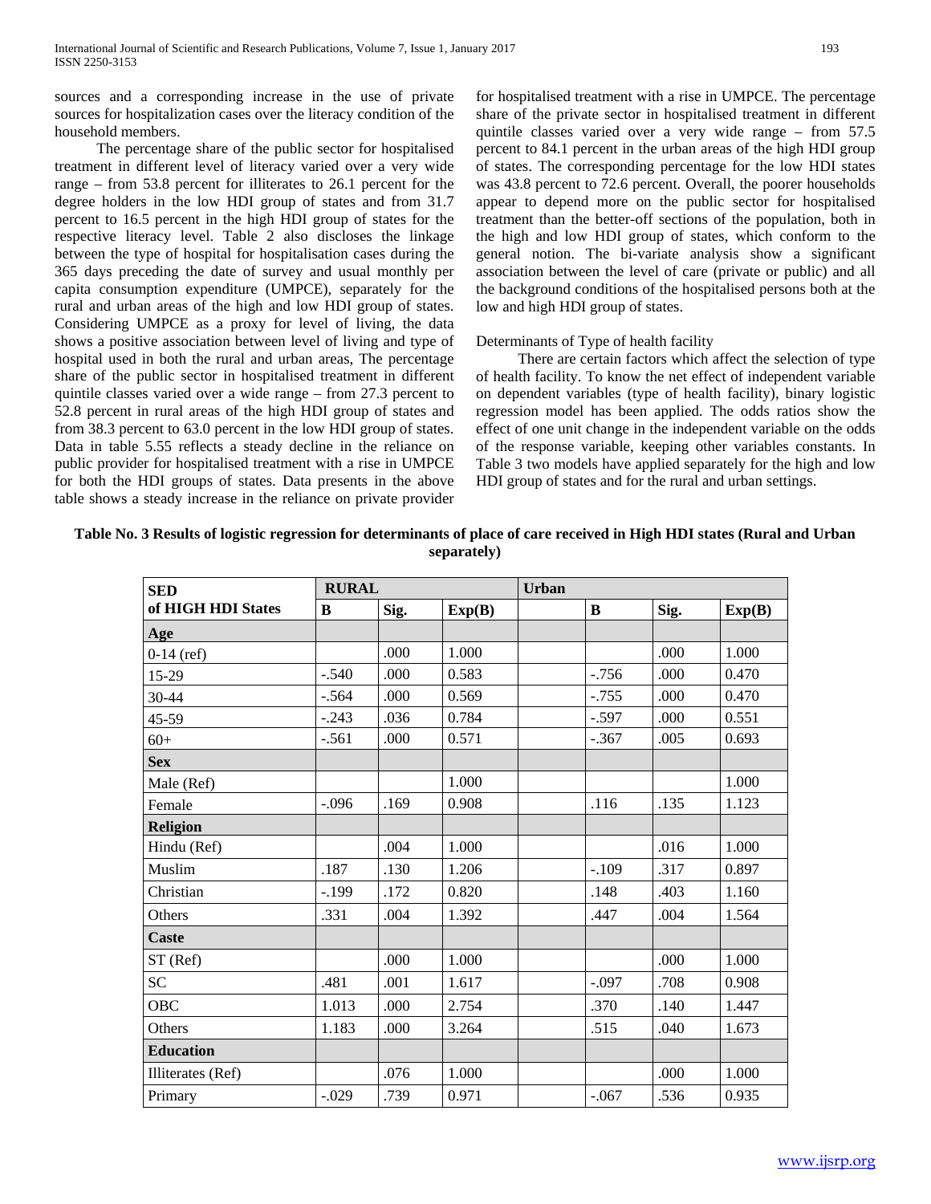sources and a corresponding increase in the use of private sources for hospitalization cases over the literacy condition of the household members.

The percentage share of the public sector for hospitalised treatment in different level of literacy varied over a very wide range – from 53.8 percent for illiterates to 26.1 percent for the degree holders in the low HDI group of states and from 31.7 percent to 16.5 percent in the high HDI group of states for the respective literacy level. Table 2 also discloses the linkage between the type of hospital for hospitalisation cases during the 365 days preceding the date of survey and usual monthly per capita consumption expenditure (UMPCE), separately for the rural and urban areas of the high and low HDI group of states. Considering UMPCE as a proxy for level of living, the data shows a positive association between level of living and type of hospital used in both the rural and urban areas, The percentage share of the public sector in hospitalised treatment in different quintile classes varied over a wide range – from 27.3 percent to 52.8 percent in rural areas of the high HDI group of states and from 38.3 percent to 63.0 percent in the low HDI group of states. Data in table 5.55 reflects a steady decline in the reliance on public provider for hospitalised treatment with a rise in UMPCE for both the HDI groups of states. Data presents in the above table shows a steady increase in the reliance on private provider for hospitalised treatment with a rise in UMPCE. The percentage share of the private sector in hospitalised treatment in different quintile classes varied over a very wide range – from 57.5 percent to 84.1 percent in the urban areas of the high HDI group of states. The corresponding percentage for the low HDI states was 43.8 percent to 72.6 percent. Overall, the poorer households appear to depend more on the public sector for hospitalised treatment than the better-off sections of the population, both in the high and low HDI group of states, which conform to the general notion. The bi-variate analysis show a significant association between the level of care (private or public) and all the background conditions of the hospitalised persons both at the low and high HDI group of states.

Determinants of Type of health facility

There are certain factors which affect the selection of type of health facility. To know the net effect of independent variable on dependent variables (type of health facility), binary logistic regression model has been applied. The odds ratios show the effect of one unit change in the independent variable on the odds of the response variable, keeping other variables constants. In Table 3 two models have applied separately for the high and low HDI group of states and for the rural and urban settings.

**Table No. 3 Results of logistic regression for determinants of place of care received in High HDI states (Rural and Urban separately)**

| SED of HIGH HDI States | RURAL B | Sig. | Exp(B) | Urban | B | Sig. | Exp(B) |
|---|---|---|---|---|---|---|---|
| **Age** | | | | | | | |
| 0-14 (ref) | | .000 | 1.000 | | | .000 | 1.000 |
| 15-29 | -.540 | .000 | 0.583 | | -.756 | .000 | 0.470 |
| 30-44 | -.564 | .000 | 0.569 | | -.755 | .000 | 0.470 |
| 45-59 | -.243 | .036 | 0.784 | | -.597 | .000 | 0.551 |
| 60+ | -.561 | .000 | 0.571 | | -.367 | .005 | 0.693 |
| **Sex** | | | | | | | |
| Male (Ref) | | | 1.000 | | | | 1.000 |
| Female | -.096 | .169 | 0.908 | | .116 | .135 | 1.123 |
| **Religion** | | | | | | | |
| Hindu (Ref) | | .004 | 1.000 | | | .016 | 1.000 |
| Muslim | .187 | .130 | 1.206 | | -.109 | .317 | 0.897 |
| Christian | -.199 | .172 | 0.820 | | .148 | .403 | 1.160 |
| Others | .331 | .004 | 1.392 | | .447 | .004 | 1.564 |
| **Caste** | | | | | | | |
| ST (Ref) | | .000 | 1.000 | | | .000 | 1.000 |
| SC | .481 | .001 | 1.617 | | -.097 | .708 | 0.908 |
| OBC | 1.013 | .000 | 2.754 | | .370 | .140 | 1.447 |
| Others | 1.183 | .000 | 3.264 | | .515 | .040 | 1.673 |
| **Education** | | | | | | | |
| Illiterates (Ref) | | .076 | 1.000 | | | .000 | 1.000 |
| Primary | -.029 | .739 | 0.971 | | -.067 | .536 | 0.935 |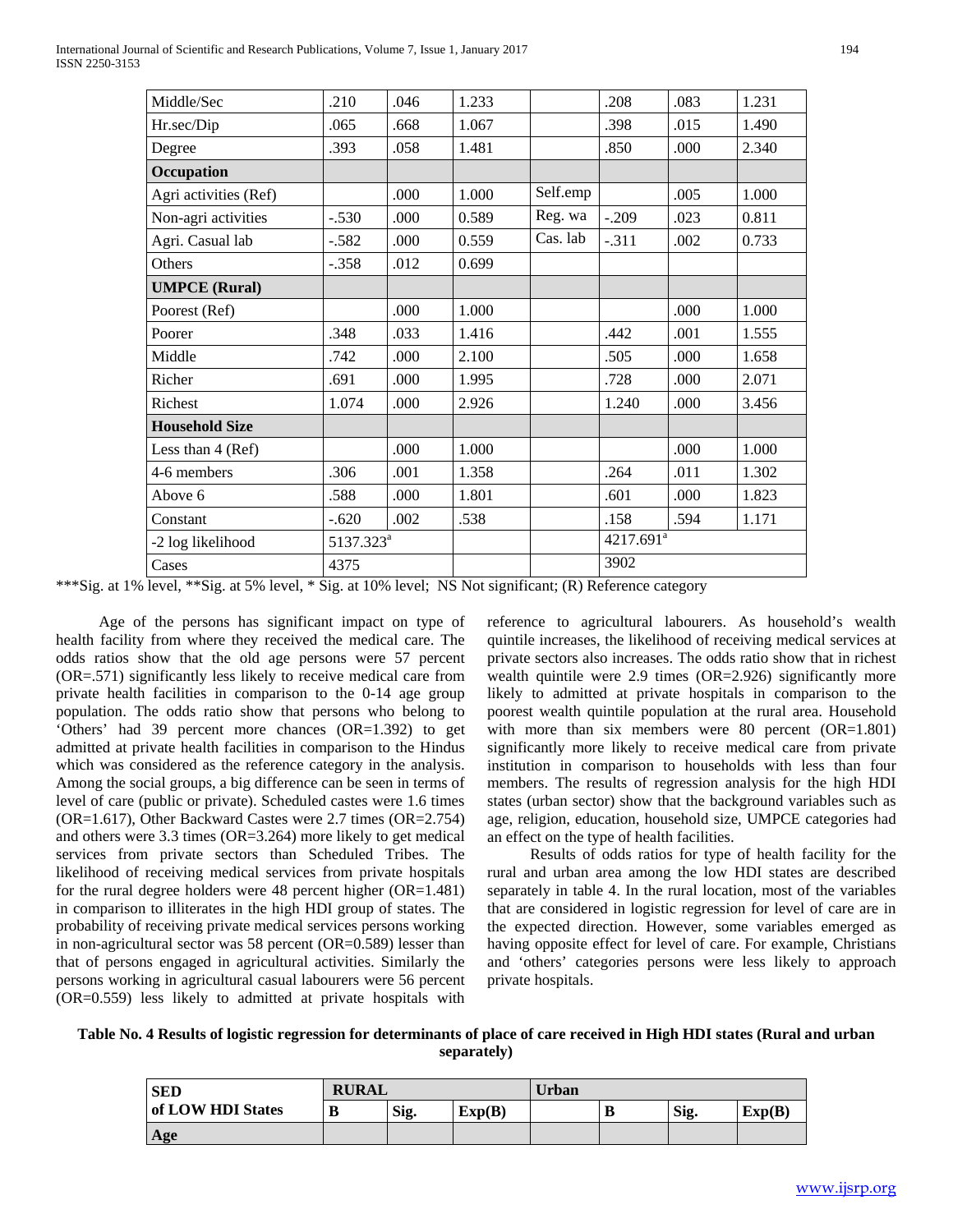| | | | | | | | |
|---|---|---|---|---|---|---|---|
| Middle/Sec | .210 | .046 | 1.233 | | .208 | .083 | 1.231 |
| Hr.sec/Dip | .065 | .668 | 1.067 | | .398 | .015 | 1.490 |
| Degree | .393 | .058 | 1.481 | | .850 | .000 | 2.340 |
| **Occupation** | | | | | | | |
| Agri activities (Ref) | | .000 | 1.000 | Self.emp | | .005 | 1.000 |
| Non-agri activities | -.530 | .000 | 0.589 | Reg. wa | -.209 | .023 | 0.811 |
| Agri. Casual lab | -.582 | .000 | 0.559 | Cas. lab | -.311 | .002 | 0.733 |
| Others | -.358 | .012 | 0.699 | | | | |
| **UMPCE (Rural)** | | | | | | | |
| Poorest (Ref) | | .000 | 1.000 | | | .000 | 1.000 |
| Poorer | .348 | .033 | 1.416 | | .442 | .001 | 1.555 |
| Middle | .742 | .000 | 2.100 | | .505 | .000 | 1.658 |
| Richer | .691 | .000 | 1.995 | | .728 | .000 | 2.071 |
| Richest | 1.074 | .000 | 2.926 | | 1.240 | .000 | 3.456 |
| **Household Size** | | | | | | | |
| Less than 4 (Ref) | | .000 | 1.000 | | | .000 | 1.000 |
| 4-6 members | .306 | .001 | 1.358 | | .264 | .011 | 1.302 |
| Above 6 | .588 | .000 | 1.801 | | .601 | .000 | 1.823 |
| Constant | -.620 | .002 | .538 | | .158 | .594 | 1.171 |
| -2 log likelihood | 5137.323[a] | | | | 4217.691[a] | | |
| Cases | 4375 | | | | 3902 | | |

***Sig. at 1% level, **Sig. at 5% level, * Sig. at 10% level; NS Not significant; (R) Reference category

Age of the persons has significant impact on type of health facility from where they received the medical care. The odds ratios show that the old age persons were 57 percent (OR=.571) significantly less likely to receive medical care from private health facilities in comparison to the 0-14 age group population. The odds ratio show that persons who belong to 'Others' had 39 percent more chances (OR=1.392) to get admitted at private health facilities in comparison to the Hindus which was considered as the reference category in the analysis. Among the social groups, a big difference can be seen in terms of level of care (public or private). Scheduled castes were 1.6 times (OR=1.617), Other Backward Castes were 2.7 times (OR=2.754) and others were 3.3 times (OR=3.264) more likely to get medical services from private sectors than Scheduled Tribes. The likelihood of receiving medical services from private hospitals for the rural degree holders were 48 percent higher (OR=1.481) in comparison to illiterates in the high HDI group of states. The probability of receiving private medical services persons working in non-agricultural sector was 58 percent (OR=0.589) lesser than that of persons engaged in agricultural activities. Similarly the persons working in agricultural casual labourers were 56 percent (OR=0.559) less likely to admitted at private hospitals with reference to agricultural labourers. As household's wealth quintile increases, the likelihood of receiving medical services at private sectors also increases. The odds ratio show that in richest wealth quintile were 2.9 times (OR=2.926) significantly more likely to admitted at private hospitals in comparison to the poorest wealth quintile population at the rural area. Household with more than six members were 80 percent (OR=1.801) significantly more likely to receive medical care from private institution in comparison to households with less than four members. The results of regression analysis for the high HDI states (urban sector) show that the background variables such as age, religion, education, household size, UMPCE categories had an effect on the type of health facilities.

Results of odds ratios for type of health facility for the rural and urban area among the low HDI states are described separately in table 4. In the rural location, most of the variables that are considered in logistic regression for level of care are in the expected direction. However, some variables emerged as having opposite effect for level of care. For example, Christians and 'others' categories persons were less likely to approach private hospitals.

**Table No. 4 Results of logistic regression for determinants of place of care received in High HDI states (Rural and urban separately)**

| SED of LOW HDI States | RURAL | | | Urban | | | |
|---|---|---|---|---|---|---|---|
| | B | Sig. | Exp(B) | | B | Sig. | Exp(B) |
| **Age** | | | | | | | |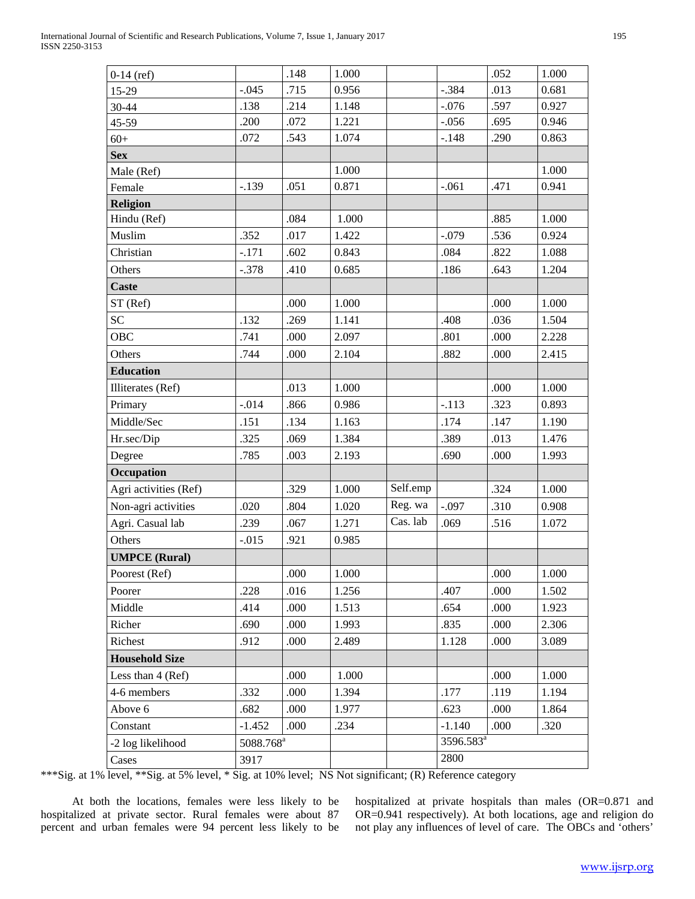| | | | | | | | |
|---|---|---|---|---|---|---|---|
| 0-14 (ref) | | .148 | 1.000 | | | .052 | 1.000 |
| 15-29 | -.045 | .715 | 0.956 | | -.384 | .013 | 0.681 |
| 30-44 | .138 | .214 | 1.148 | | -.076 | .597 | 0.927 |
| 45-59 | .200 | .072 | 1.221 | | -.056 | .695 | 0.946 |
| 60+ | .072 | .543 | 1.074 | | -.148 | .290 | 0.863 |
| **Sex** | | | | | | | |
| Male (Ref) | | | 1.000 | | | | 1.000 |
| Female | -.139 | .051 | 0.871 | | -.061 | .471 | 0.941 |
| **Religion** | | | | | | | |
| Hindu (Ref) | | .084 | 1.000 | | | .885 | 1.000 |
| Muslim | .352 | .017 | 1.422 | | -.079 | .536 | 0.924 |
| Christian | -.171 | .602 | 0.843 | | .084 | .822 | 1.088 |
| Others | -.378 | .410 | 0.685 | | .186 | .643 | 1.204 |
| **Caste** | | | | | | | |
| ST (Ref) | | .000 | 1.000 | | | .000 | 1.000 |
| SC | .132 | .269 | 1.141 | | .408 | .036 | 1.504 |
| OBC | .741 | .000 | 2.097 | | .801 | .000 | 2.228 |
| Others | .744 | .000 | 2.104 | | .882 | .000 | 2.415 |
| **Education** | | | | | | | |
| Illiterates (Ref) | | .013 | 1.000 | | | .000 | 1.000 |
| Primary | -.014 | .866 | 0.986 | | -.113 | .323 | 0.893 |
| Middle/Sec | .151 | .134 | 1.163 | | .174 | .147 | 1.190 |
| Hr.sec/Dip | .325 | .069 | 1.384 | | .389 | .013 | 1.476 |
| Degree | .785 | .003 | 2.193 | | .690 | .000 | 1.993 |
| **Occupation** | | | | | | | |
| Agri activities (Ref) | | .329 | 1.000 | Self.emp | | .324 | 1.000 |
| Non-agri activities | .020 | .804 | 1.020 | Reg. wa | -.097 | .310 | 0.908 |
| Agri. Casual lab | .239 | .067 | 1.271 | Cas. lab | .069 | .516 | 1.072 |
| Others | -.015 | .921 | 0.985 | | | | |
| **UMPCE (Rural)** | | | | | | | |
| Poorest (Ref) | | .000 | 1.000 | | | .000 | 1.000 |
| Poorer | .228 | .016 | 1.256 | | .407 | .000 | 1.502 |
| Middle | .414 | .000 | 1.513 | | .654 | .000 | 1.923 |
| Richer | .690 | .000 | 1.993 | | .835 | .000 | 2.306 |
| Richest | .912 | .000 | 2.489 | | 1.128 | .000 | 3.089 |
| **Household Size** | | | | | | | |
| Less than 4 (Ref) | | .000 | 1.000 | | | .000 | 1.000 |
| 4-6 members | .332 | .000 | 1.394 | | .177 | .119 | 1.194 |
| Above 6 | .682 | .000 | 1.977 | | .623 | .000 | 1.864 |
| Constant | -1.452 | .000 | .234 | | -1.140 | .000 | .320 |
| -2 log likelihood | 5088.768[a] | | | | 3596.583[a] | | |
| Cases | 3917 | | | | 2800 | | |

***Sig. at 1% level, **Sig. at 5% level, * Sig. at 10% level; NS Not significant; (R) Reference category

At both the locations, females were less likely to be hospitalized at private sector. Rural females were about 87 percent and urban females were 94 percent less likely to be hospitalized at private hospitals than males (OR=0.871 and OR=0.941 respectively). At both locations, age and religion do not play any influences of level of care. The OBCs and 'others'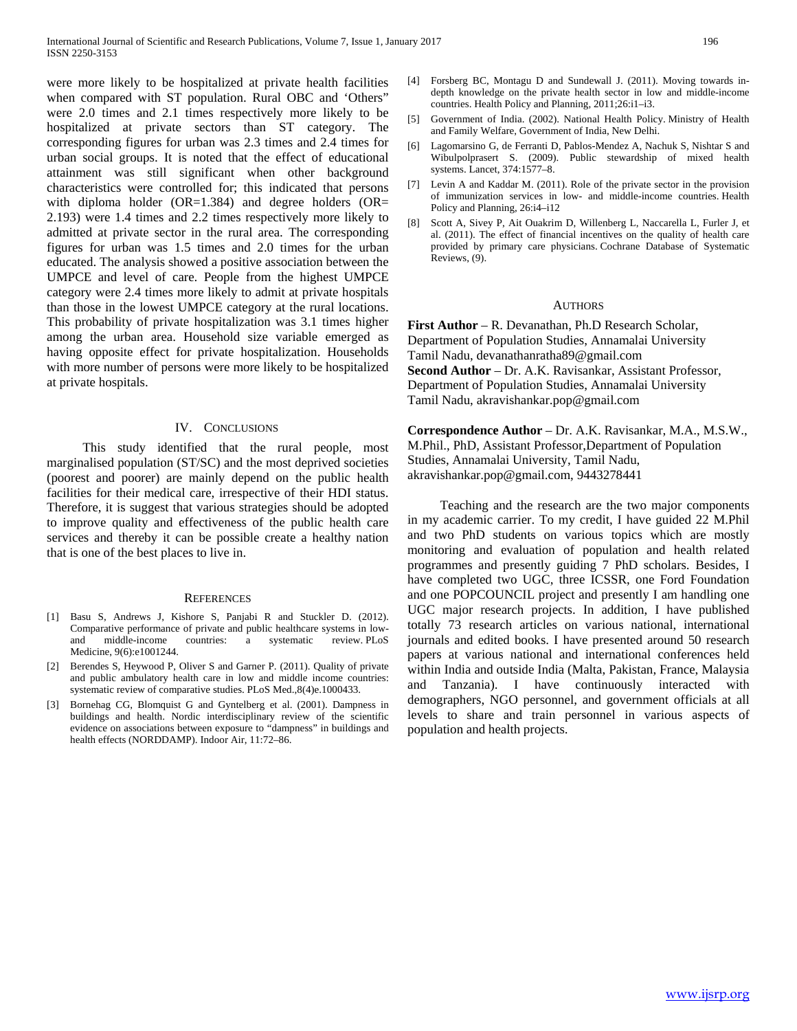were more likely to be hospitalized at private health facilities when compared with ST population. Rural OBC and 'Others" were 2.0 times and 2.1 times respectively more likely to be hospitalized at private sectors than ST category. The corresponding figures for urban was 2.3 times and 2.4 times for urban social groups. It is noted that the effect of educational attainment was still significant when other background characteristics were controlled for; this indicated that persons with diploma holder (OR=1.384) and degree holders (OR= 2.193) were 1.4 times and 2.2 times respectively more likely to admitted at private sector in the rural area. The corresponding figures for urban was 1.5 times and 2.0 times for the urban educated. The analysis showed a positive association between the UMPCE and level of care. People from the highest UMPCE category were 2.4 times more likely to admit at private hospitals than those in the lowest UMPCE category at the rural locations. This probability of private hospitalization was 3.1 times higher among the urban area. Household size variable emerged as having opposite effect for private hospitalization. Households with more number of persons were more likely to be hospitalized at private hospitals.

## IV. Conclusions

This study identified that the rural people, most marginalised population (ST/SC) and the most deprived societies (poorest and poorer) are mainly depend on the public health facilities for their medical care, irrespective of their HDI status. Therefore, it is suggest that various strategies should be adopted to improve quality and effectiveness of the public health care services and thereby it can be possible create a healthy nation that is one of the best places to live in.

## References

[1] Basu S, Andrews J, Kishore S, Panjabi R and Stuckler D. (2012). Comparative performance of private and public healthcare systems in low- and middle-income countries: a systematic review. PLoS Medicine, 9(6):e1001244.

[2] Berendes S, Heywood P, Oliver S and Garner P. (2011). Quality of private and public ambulatory health care in low and middle income countries: systematic review of comparative studies. PLoS Med.,8(4)e.1000433.

[3] Bornehag CG, Blomquist G and Gyntelberg et al. (2001). Dampness in buildings and health. Nordic interdisciplinary review of the scientific evidence on associations between exposure to "dampness" in buildings and health effects (NORDDAMP). Indoor Air, 11:72–86.

[4] Forsberg BC, Montagu D and Sundewall J. (2011). Moving towards in-depth knowledge on the private health sector in low and middle-income countries. Health Policy and Planning, 2011;26:i1–i3.

[5] Government of India. (2002). National Health Policy. Ministry of Health and Family Welfare, Government of India, New Delhi.

[6] Lagomarsino G, de Ferranti D, Pablos-Mendez A, Nachuk S, Nishtar S and Wibulpolprasert S. (2009). Public stewardship of mixed health systems. Lancet, 374:1577–8.

[7] Levin A and Kaddar M. (2011). Role of the private sector in the provision of immunization services in low- and middle-income countries. Health Policy and Planning, 26:i4–i12

[8] Scott A, Sivey P, Ait Ouakrim D, Willenberg L, Naccarella L, Furler J, et al. (2011). The effect of financial incentives on the quality of health care provided by primary care physicians. Cochrane Database of Systematic Reviews, (9).

## Authors

**First Author** – R. Devanathan, Ph.D Research Scholar, Department of Population Studies, Annamalai University Tamil Nadu, devanathanratha89@gmail.com

**Second Author** – Dr. A.K. Ravisankar, Assistant Professor, Department of Population Studies, Annamalai University Tamil Nadu, akravishankar.pop@gmail.com

**Correspondence Author** – Dr. A.K. Ravisankar, M.A., M.S.W., M.Phil., PhD, Assistant Professor,Department of Population Studies, Annamalai University, Tamil Nadu, akravishankar.pop@gmail.com, 9443278441

Teaching and the research are the two major components in my academic carrier. To my credit, I have guided 22 M.Phil and two PhD students on various topics which are mostly monitoring and evaluation of population and health related programmes and presently guiding 7 PhD scholars. Besides, I have completed two UGC, three ICSSR, one Ford Foundation and one POPCOUNCIL project and presently I am handling one UGC major research projects. In addition, I have published totally 73 research articles on various national, international journals and edited books. I have presented around 50 research papers at various national and international conferences held within India and outside India (Malta, Pakistan, France, Malaysia and Tanzania). I have continuously interacted with demographers, NGO personnel, and government officials at all levels to share and train personnel in various aspects of population and health projects.